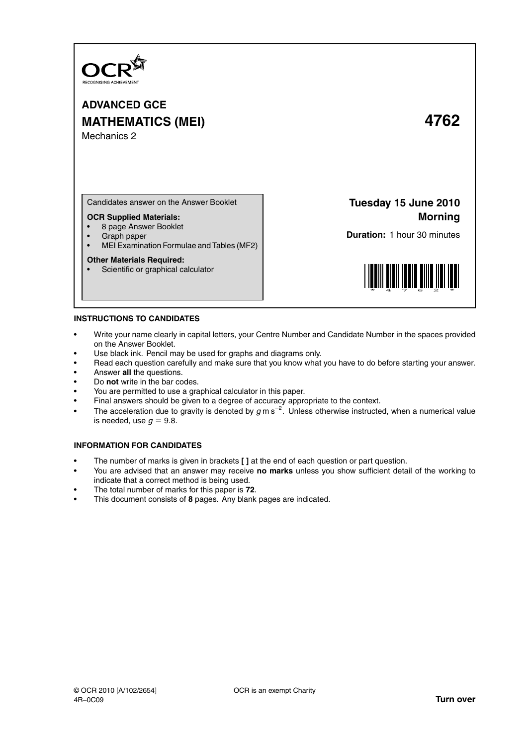OCR
RECOGNISING ACHIEVEMENT

# ADVANCED GCE
# MATHEMATICS (MEI) 4762

Mechanics 2

Candidates answer on the Answer Booklet

**OCR Supplied Materials:**
- 8 page Answer Booklet
- Graph paper
- MEI Examination Formulae and Tables (MF2)

**Other Materials Required:**
- Scientific or graphical calculator

**Tuesday 15 June 2010**
**Morning**

**Duration:** 1 hour 30 minutes

## INSTRUCTIONS TO CANDIDATES

- Write your name clearly in capital letters, your Centre Number and Candidate Number in the spaces provided on the Answer Booklet.
- Use black ink. Pencil may be used for graphs and diagrams only.
- Read each question carefully and make sure that you know what you have to do before starting your answer.
- Answer **all** the questions.
- Do **not** write in the bar codes.
- You are permitted to use a graphical calculator in this paper.
- Final answers should be given to a degree of accuracy appropriate to the context.
- The acceleration due to gravity is denoted by $g\,\text{m}\,\text{s}^{-2}$. Unless otherwise instructed, when a numerical value is needed, use $g = 9.8$.

## INFORMATION FOR CANDIDATES

- The number of marks is given in brackets **[ ]** at the end of each question or part question.
- You are advised that an answer may receive **no marks** unless you show sufficient detail of the working to indicate that a correct method is being used.
- The total number of marks for this paper is **72**.
- This document consists of **8** pages. Any blank pages are indicated.

© OCR 2010 [A/102/2654]
4R–0C09

OCR is an exempt Charity

**Turn over**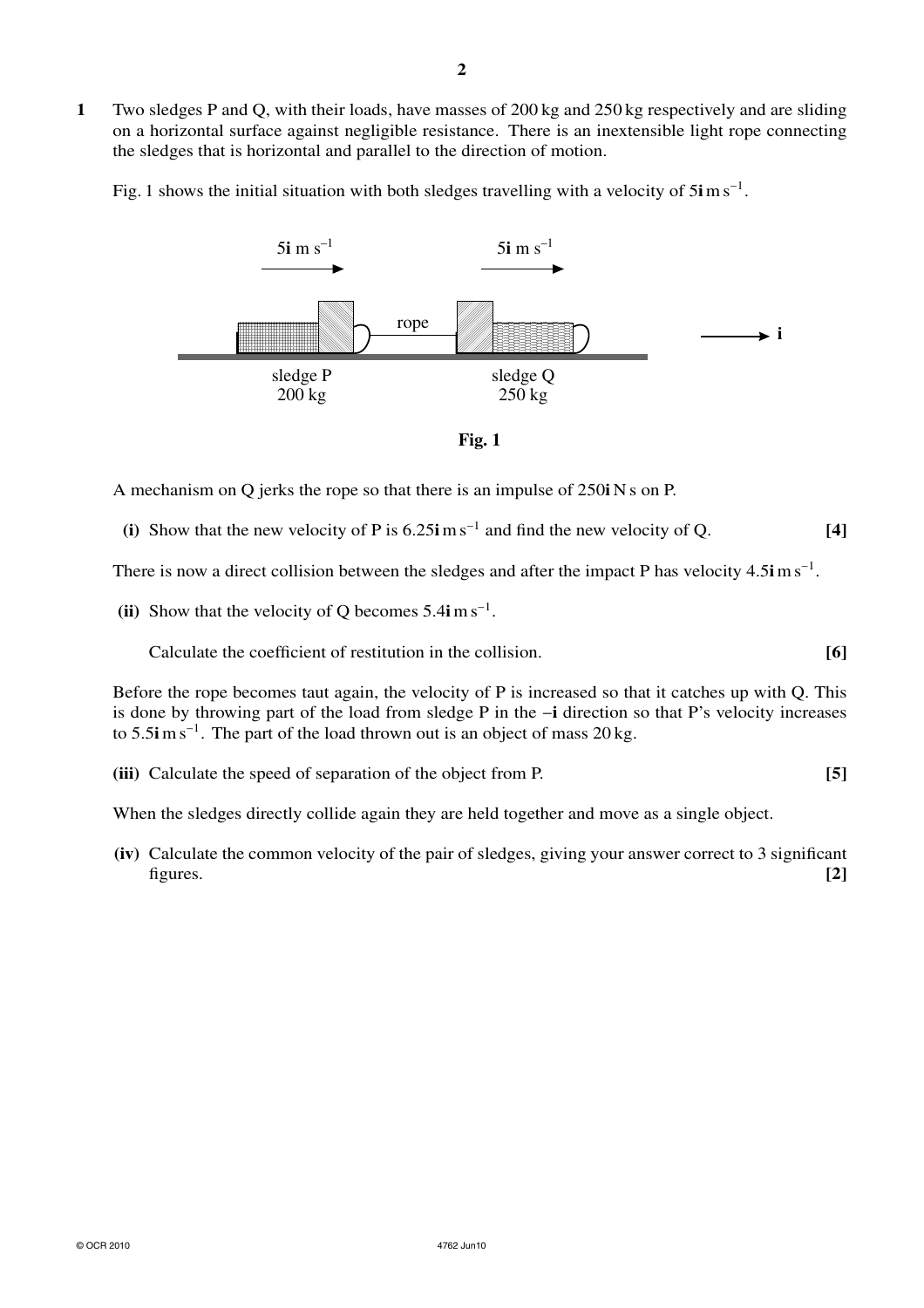**1** Two sledges P and Q, with their loads, have masses of 200 kg and 250 kg respectively and are sliding on a horizontal surface against negligible resistance. There is an inextensible light rope connecting the sledges that is horizontal and parallel to the direction of motion.

Fig. 1 shows the initial situation with both sledges travelling with a velocity of $5\mathbf{i}\,\text{m s}^{-1}$.

**Fig. 1**

A mechanism on Q jerks the rope so that there is an impulse of $250\mathbf{i}$ N s on P.

**(i)** Show that the new velocity of P is $6.25\mathbf{i}\,\text{m s}^{-1}$ and find the new velocity of Q. **[4]**

There is now a direct collision between the sledges and after the impact P has velocity $4.5\mathbf{i}\,\text{m s}^{-1}$.

**(ii)** Show that the velocity of Q becomes $5.4\mathbf{i}\,\text{m s}^{-1}$.

Calculate the coefficient of restitution in the collision. **[6]**

Before the rope becomes taut again, the velocity of P is increased so that it catches up with Q. This is done by throwing part of the load from sledge P in the $-\mathbf{i}$ direction so that P's velocity increases to $5.5\mathbf{i}\,\text{m s}^{-1}$. The part of the load thrown out is an object of mass 20 kg.

**(iii)** Calculate the speed of separation of the object from P. **[5]**

When the sledges directly collide again they are held together and move as a single object.

**(iv)** Calculate the common velocity of the pair of sledges, giving your answer correct to 3 significant figures. **[2]**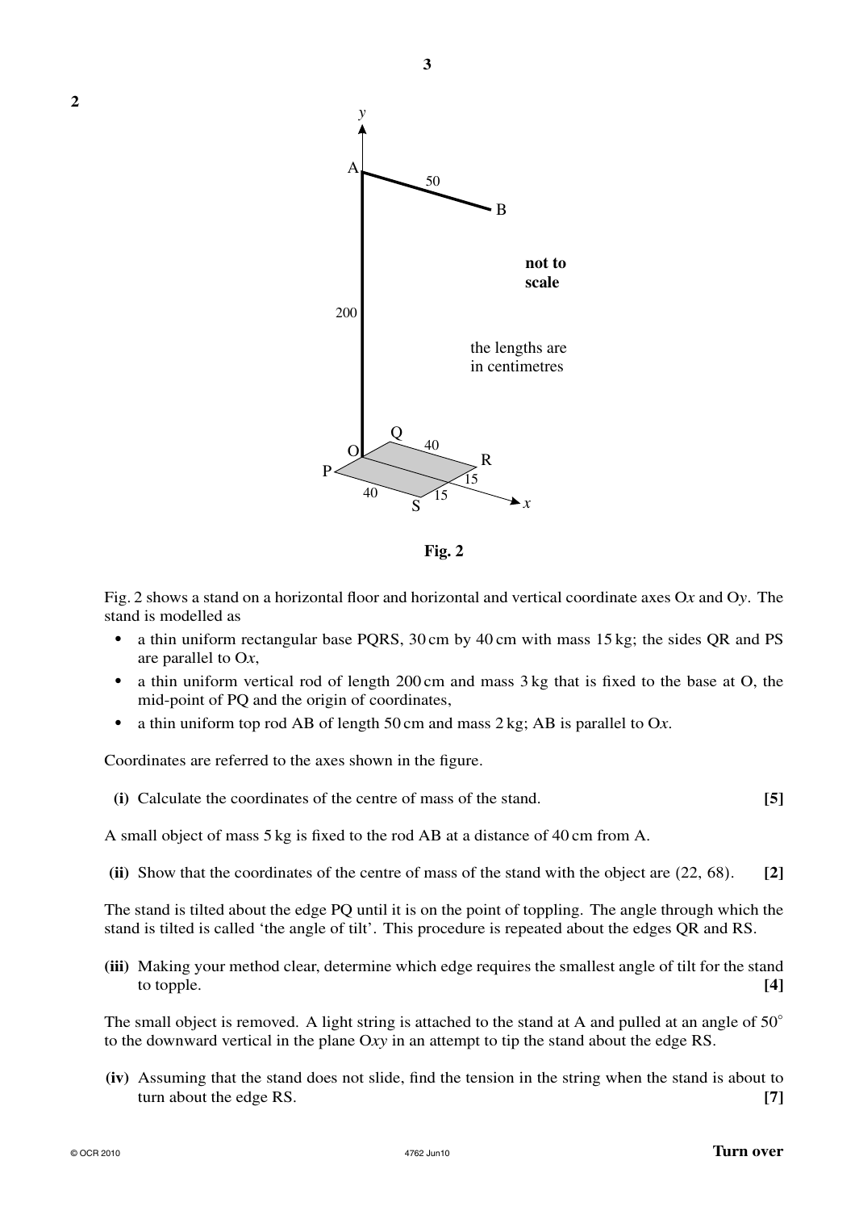**2**

**Fig. 2**

Fig. 2 shows a stand on a horizontal floor and horizontal and vertical coordinate axes O$x$ and O$y$. The stand is modelled as

- a thin uniform rectangular base PQRS, 30 cm by 40 cm with mass 15 kg; the sides QR and PS are parallel to O$x$,
- a thin uniform vertical rod of length 200 cm and mass 3 kg that is fixed to the base at O, the mid-point of PQ and the origin of coordinates,
- a thin uniform top rod AB of length 50 cm and mass 2 kg; AB is parallel to O$x$.

Coordinates are referred to the axes shown in the figure.

**(i)** Calculate the coordinates of the centre of mass of the stand. **[5]**

A small object of mass 5 kg is fixed to the rod AB at a distance of 40 cm from A.

**(ii)** Show that the coordinates of the centre of mass of the stand with the object are (22, 68). **[2]**

The stand is tilted about the edge PQ until it is on the point of toppling. The angle through which the stand is tilted is called 'the angle of tilt'. This procedure is repeated about the edges QR and RS.

**(iii)** Making your method clear, determine which edge requires the smallest angle of tilt for the stand to topple. **[4]**

The small object is removed. A light string is attached to the stand at A and pulled at an angle of 50° to the downward vertical in the plane O$xy$ in an attempt to tip the stand about the edge RS.

**(iv)** Assuming that the stand does not slide, find the tension in the string when the stand is about to turn about the edge RS. **[7]**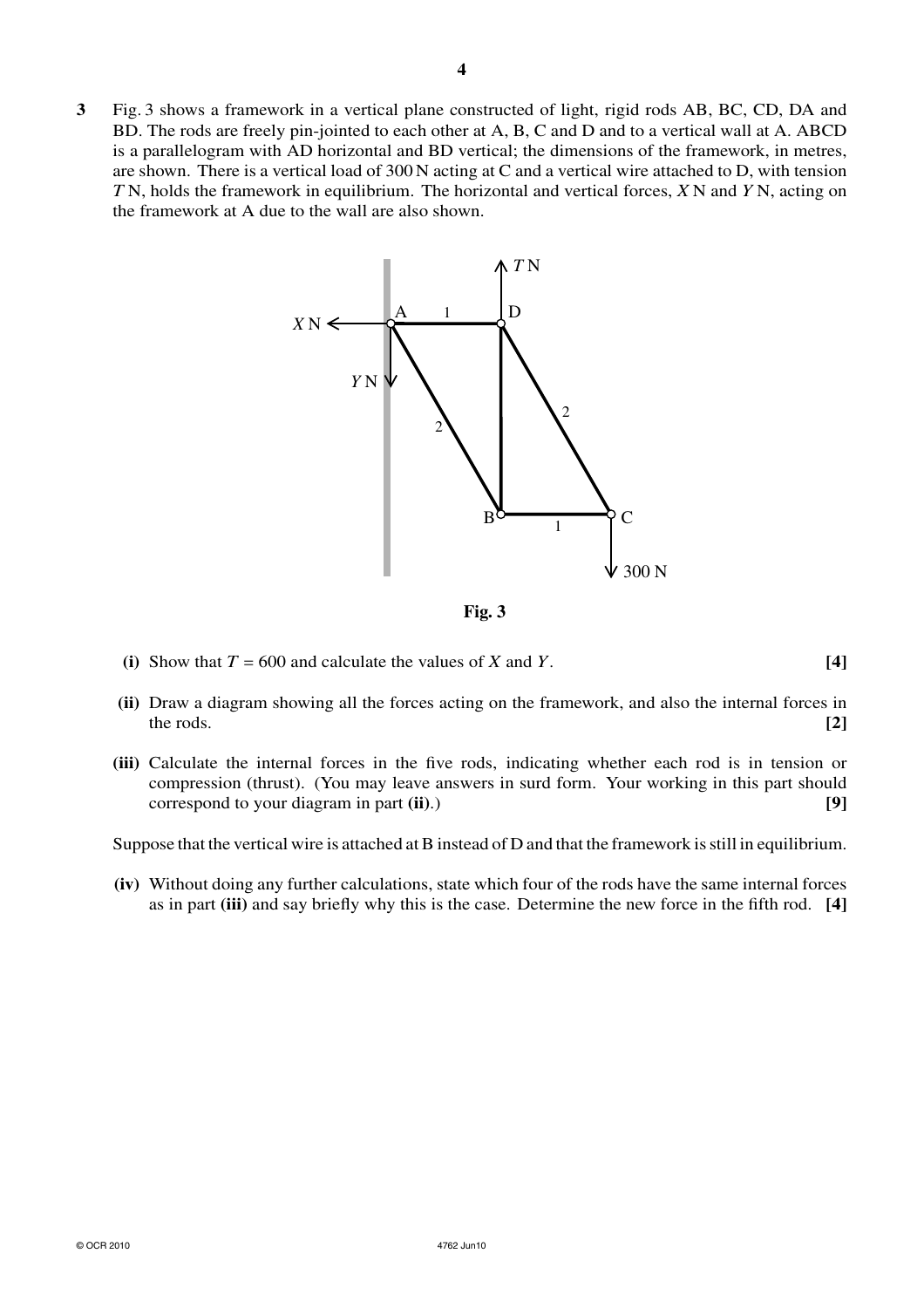**3** Fig. 3 shows a framework in a vertical plane constructed of light, rigid rods AB, BC, CD, DA and BD. The rods are freely pin-jointed to each other at A, B, C and D and to a vertical wall at A. ABCD is a parallelogram with AD horizontal and BD vertical; the dimensions of the framework, in metres, are shown. There is a vertical load of 300 N acting at C and a vertical wire attached to D, with tension $T$ N, holds the framework in equilibrium. The horizontal and vertical forces, $X$ N and $Y$ N, acting on the framework at A due to the wall are also shown.

**Fig. 3**

**(i)** Show that $T = 600$ and calculate the values of $X$ and $Y$. **[4]**

**(ii)** Draw a diagram showing all the forces acting on the framework, and also the internal forces in the rods. **[2]**

**(iii)** Calculate the internal forces in the five rods, indicating whether each rod is in tension or compression (thrust). (You may leave answers in surd form. Your working in this part should correspond to your diagram in part **(ii)**.) **[9]**

Suppose that the vertical wire is attached at B instead of D and that the framework is still in equilibrium.

**(iv)** Without doing any further calculations, state which four of the rods have the same internal forces as in part **(iii)** and say briefly why this is the case. Determine the new force in the fifth rod. **[4]**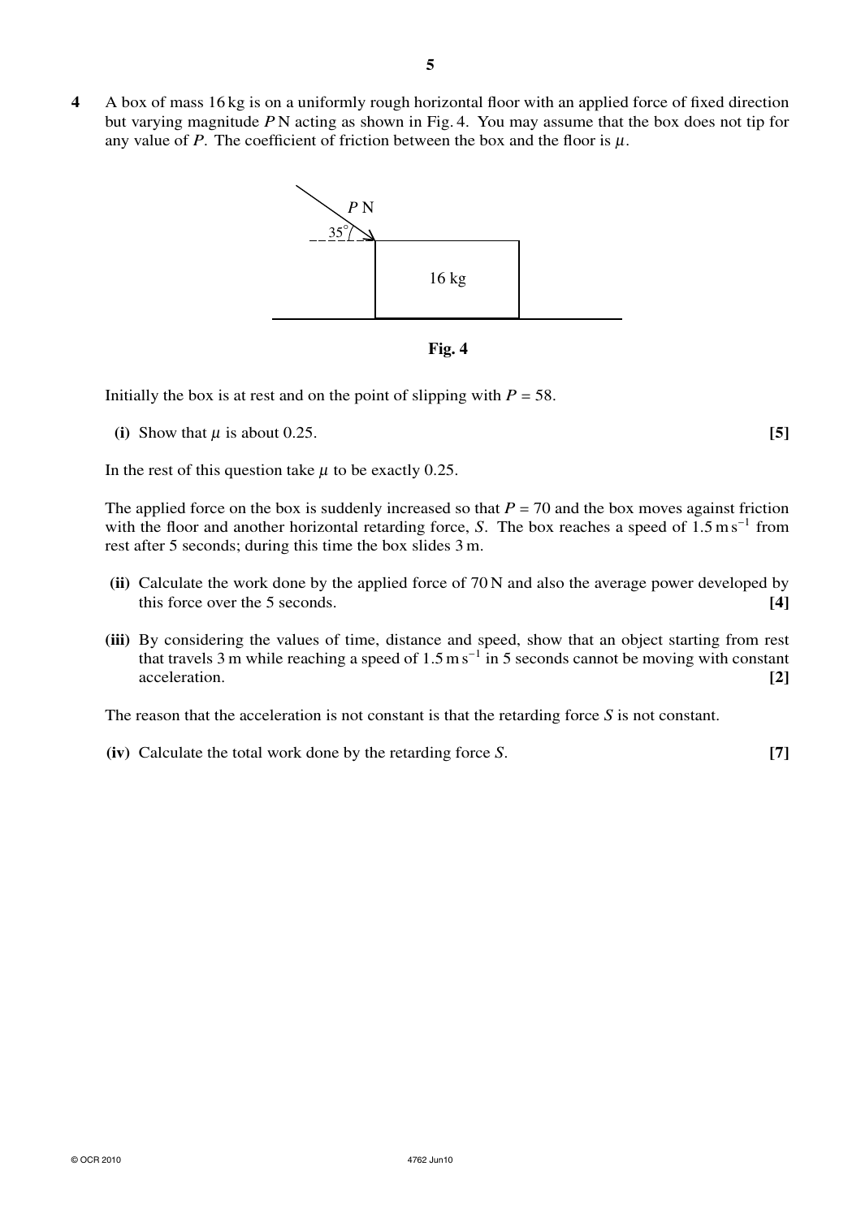**4** A box of mass 16 kg is on a uniformly rough horizontal floor with an applied force of fixed direction but varying magnitude $P$ N acting as shown in Fig. 4. You may assume that the box does not tip for any value of $P$. The coefficient of friction between the box and the floor is $\mu$.

**Fig. 4**

Initially the box is at rest and on the point of slipping with $P = 58$.

**(i)** Show that $\mu$ is about 0.25. **[5]**

In the rest of this question take $\mu$ to be exactly 0.25.

The applied force on the box is suddenly increased so that $P = 70$ and the box moves against friction with the floor and another horizontal retarding force, $S$. The box reaches a speed of $1.5\,\text{m s}^{-1}$ from rest after 5 seconds; during this time the box slides 3 m.

**(ii)** Calculate the work done by the applied force of 70 N and also the average power developed by this force over the 5 seconds. **[4]**

**(iii)** By considering the values of time, distance and speed, show that an object starting from rest that travels 3 m while reaching a speed of $1.5\,\text{m s}^{-1}$ in 5 seconds cannot be moving with constant acceleration. **[2]**

The reason that the acceleration is not constant is that the retarding force $S$ is not constant.

**(iv)** Calculate the total work done by the retarding force $S$. **[7]**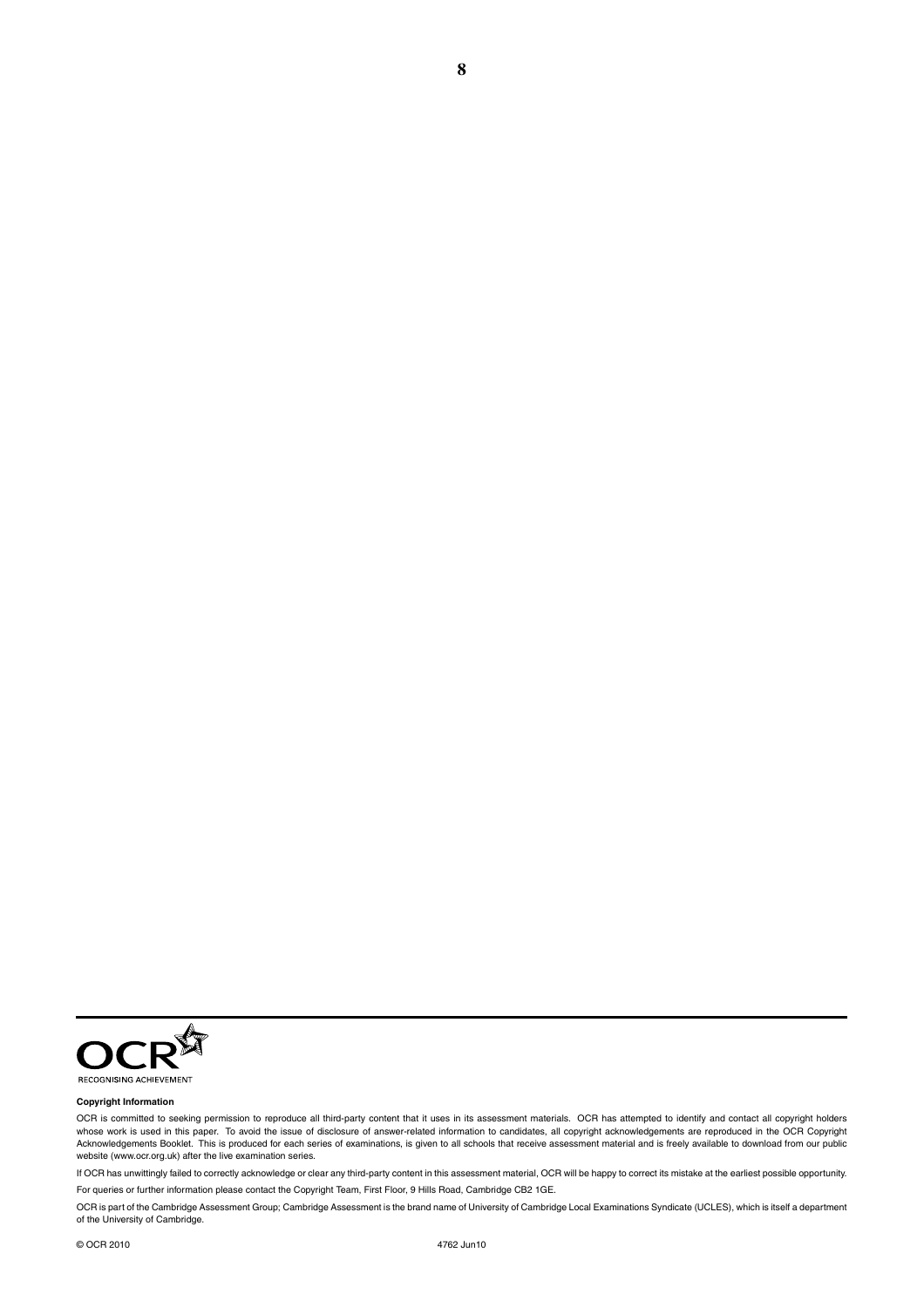RECOGNISING ACHIEVEMENT

**Copyright Information**

OCR is committed to seeking permission to reproduce all third-party content that it uses in its assessment materials. OCR has attempted to identify and contact all copyright holders whose work is used in this paper. To avoid the issue of disclosure of answer-related information to candidates, all copyright acknowledgements are reproduced in the OCR Copyright Acknowledgements Booklet. This is produced for each series of examinations, is given to all schools that receive assessment material and is freely available to download from our public website (www.ocr.org.uk) after the live examination series.

If OCR has unwittingly failed to correctly acknowledge or clear any third-party content in this assessment material, OCR will be happy to correct its mistake at the earliest possible opportunity.

For queries or further information please contact the Copyright Team, First Floor, 9 Hills Road, Cambridge CB2 1GE.

OCR is part of the Cambridge Assessment Group; Cambridge Assessment is the brand name of University of Cambridge Local Examinations Syndicate (UCLES), which is itself a department of the University of Cambridge.

© OCR 2010 4762 Jun10